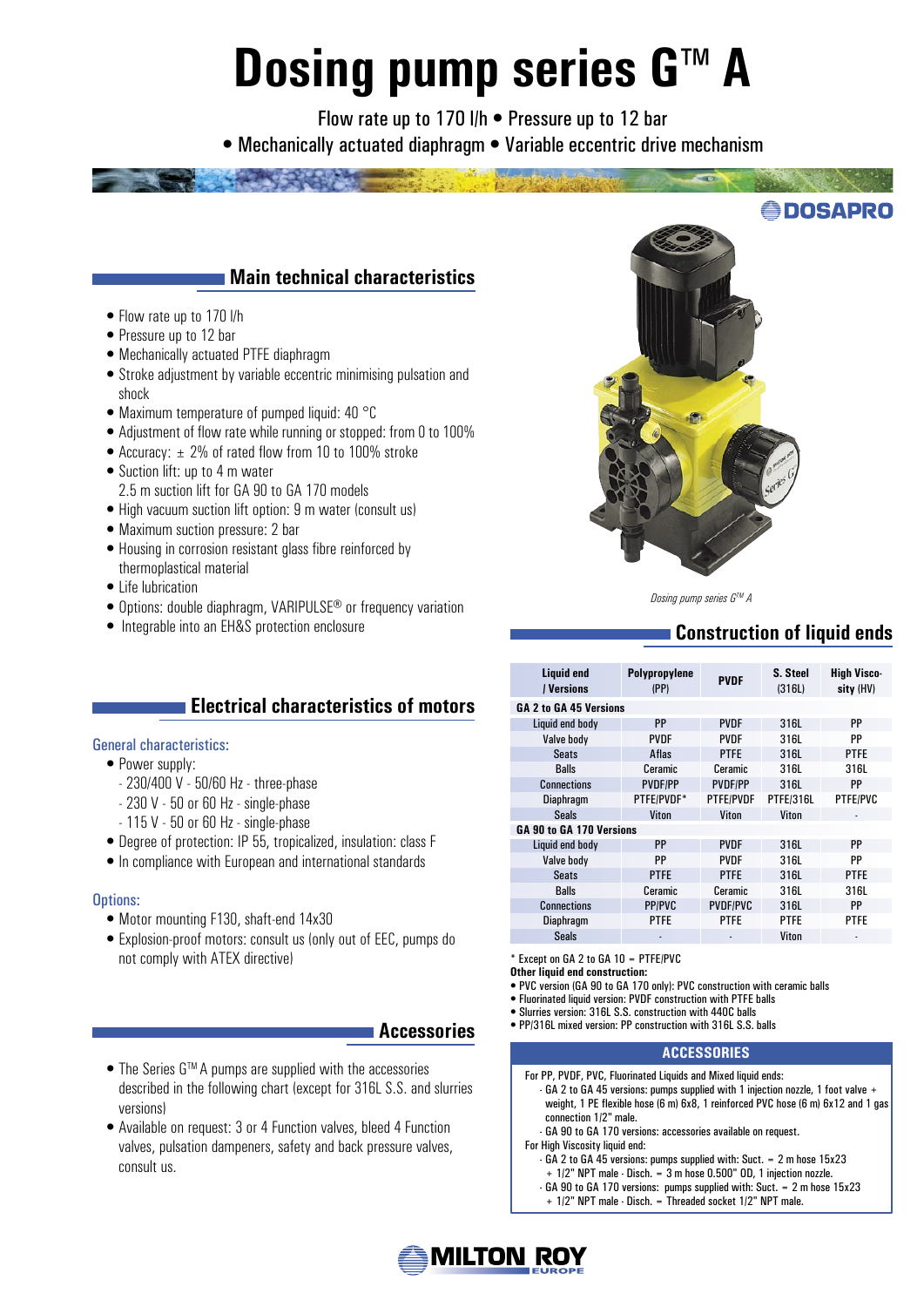# Dosing pump series G™ A

Flow rate up to 170 l/h • Pressure up to 12 bar
• Mechanically actuated diaphragm • Variable eccentric drive mechanism

DOSAPRO

## Main technical characteristics

- Flow rate up to 170 l/h
- Pressure up to 12 bar
- Mechanically actuated PTFE diaphragm
- Stroke adjustment by variable eccentric minimising pulsation and shock
- Maximum temperature of pumped liquid: 40 °C
- Adjustment of flow rate while running or stopped: from 0 to 100%
- Accuracy: ± 2% of rated flow from 10 to 100% stroke
- Suction lift: up to 4 m water
  2.5 m suction lift for GA 90 to GA 170 models
- High vacuum suction lift option: 9 m water (consult us)
- Maximum suction pressure: 2 bar
- Housing in corrosion resistant glass fibre reinforced by thermoplastical material
- Life lubrication
- Options: double diaphragm, VARIPULSE® or frequency variation
- Integrable into an EH&S protection enclosure

*Dosing pump series G™ A*

## Electrical characteristics of motors

### General characteristics:

- Power supply:
  - 230/400 V - 50/60 Hz - three-phase
  - 230 V - 50 or 60 Hz - single-phase
  - 115 V - 50 or 60 Hz - single-phase
- Degree of protection: IP 55, tropicalized, insulation: class F
- In compliance with European and international standards

### Options:

- Motor mounting F130, shaft-end 14x30
- Explosion-proof motors: consult us (only out of EEC, pumps do not comply with ATEX directive)

## Accessories

- The Series G™ A pumps are supplied with the accessories described in the following chart (except for 316L S.S. and slurries versions)
- Available on request: 3 or 4 Function valves, bleed 4 Function valves, pulsation dampeners, safety and back pressure valves, consult us.

## Construction of liquid ends

| Liquid end / Versions | Polypropylene (PP) | PVDF | S. Steel (316L) | High Viscosity (HV) |
|---|---|---|---|---|
| **GA 2 to GA 45 Versions** | | | | |
| Liquid end body | PP | PVDF | 316L | PP |
| Valve body | PVDF | PVDF | 316L | PP |
| Seats | Aflas | PTFE | 316L | PTFE |
| Balls | Ceramic | Ceramic | 316L | 316L |
| Connections | PVDF/PP | PVDF/PP | 316L | PP |
| Diaphragm | PTFE/PVDF* | PTFE/PVDF | PTFE/316L | PTFE/PVC |
| Seals | Viton | Viton | Viton | - |
| **GA 90 to GA 170 Versions** | | | | |
| Liquid end body | PP | PVDF | 316L | PP |
| Valve body | PP | PVDF | 316L | PP |
| Seats | PTFE | PTFE | 316L | PTFE |
| Balls | Ceramic | Ceramic | 316L | 316L |
| Connections | PP/PVC | PVDF/PVC | 316L | PP |
| Diaphragm | PTFE | PTFE | PTFE | PTFE |
| Seals | - | - | Viton | - |

\* Except on GA 2 to GA 10 = PTFE/PVC

**Other liquid end construction:**

- PVC version (GA 90 to GA 170 only): PVC construction with ceramic balls
- Fluorinated liquid version: PVDF construction with PTFE balls
- Slurries version: 316L S.S. construction with 440C balls
- PP/316L mixed version: PP construction with 316L S.S. balls

### ACCESSORIES

For PP, PVDF, PVC, Fluorinated Liquids and Mixed liquid ends:
- GA 2 to GA 45 versions: pumps supplied with 1 injection nozzle, 1 foot valve + weight, 1 PE flexible hose (6 m) 6x8, 1 reinforced PVC hose (6 m) 6x12 and 1 gas connection 1/2" male.
- GA 90 to GA 170 versions: accessories available on request.

For High Viscosity liquid end:
- GA 2 to GA 45 versions: pumps supplied with: Suct. = 2 m hose 15x23 + 1/2" NPT male - Disch. = 3 m hose 0.500" OD, 1 injection nozzle.
- GA 90 to GA 170 versions: pumps supplied with: Suct. = 2 m hose 15x23 + 1/2" NPT male - Disch. = Threaded socket 1/2" NPT male.

MILTON ROY EUROPE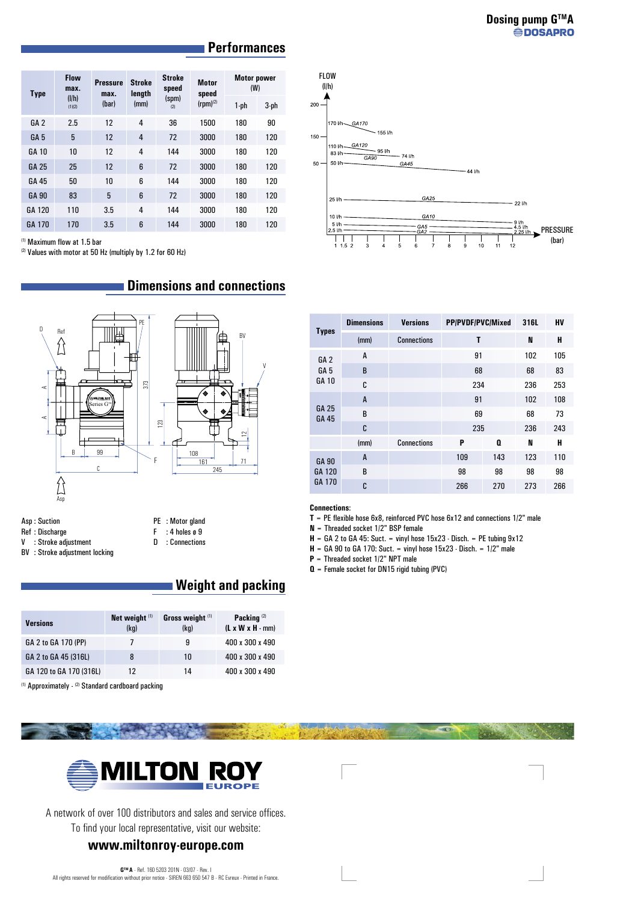## Performances

| Type | Flow max. (l/h) (1)(2) | Pressure max. (bar) | Stroke length (mm) | Stroke speed (spm) (2) | Motor speed (rpm)(2) | Motor power (W) | |
|---|---|---|---|---|---|---|---|
| | | | | | | 1-ph | 3-ph |
| GA 2 | 2.5 | 12 | 4 | 36 | 1500 | 180 | 90 |
| GA 5 | 5 | 12 | 4 | 72 | 3000 | 180 | 120 |
| GA 10 | 10 | 12 | 4 | 144 | 3000 | 180 | 120 |
| GA 25 | 25 | 12 | 6 | 72 | 3000 | 180 | 120 |
| GA 45 | 50 | 10 | 6 | 144 | 3000 | 180 | 120 |
| GA 90 | 83 | 5 | 6 | 72 | 3000 | 180 | 120 |
| GA 120 | 110 | 3.5 | 4 | 144 | 3000 | 180 | 120 |
| GA 170 | 170 | 3.5 | 6 | 144 | 3000 | 180 | 120 |

(1) Maximum flow at 1.5 bar
(2) Values with motor at 50 Hz (multiply by 1.2 for 60 Hz)

FLOW (l/h)
200
150
50
170 l/h GA170 155 l/h
110 l/h GA120 95 l/h
83 l/h GA90 74 l/h
50 l/h GA45 44 l/h
25 l/h GA25 22 l/h
10 l/h GA10 9 l/h
5 l/h GA5 4.5 l/h
2.5 l/h GA2 2.25 l/h
1 1.5 2 3 4 5 6 7 8 9 10 11 12
PRESSURE (bar)

## Dimensions and connections

D Ref A A B 99 C Asp PE 373 123 F BV V 12 108 161 245 71

Asp : Suction
Ref : Discharge
V : Stroke adjustment
BV : Stroke adjustment locking
PE : Motor gland
F : 4 holes ø 9
D : Connections

| Types | Dimensions | Versions | PP/PVDF/PVC/Mixed | | 316L | HV |
|---|---|---|---|---|---|---|
| | (mm) | Connections | T | | N | H |
| GA 2 GA 5 GA 10 | A | | 91 | | 102 | 105 |
| | B | | 68 | | 68 | 83 |
| | C | | 234 | | 236 | 253 |
| GA 25 GA 45 | A | | 91 | | 102 | 108 |
| | B | | 69 | | 68 | 73 |
| | C | | 235 | | 236 | 243 |
| | (mm) | Connections | P | Q | N | H |
| GA 90 GA 120 GA 170 | A | | 109 | 143 | 123 | 110 |
| | B | | 98 | 98 | 98 | 98 |
| | C | | 266 | 270 | 273 | 266 |

**Connections:**
**T** = PE flexible hose 6x8, reinforced PVC hose 6x12 and connections 1/2" male
**N** = Threaded socket 1/2" BSP female
**H** = GA 2 to GA 45: Suct. = vinyl hose 15x23 - Disch. = PE tubing 9x12
**H** = GA 90 to GA 170: Suct. = vinyl hose 15x23 - Disch. = 1/2" male
**P** = Threaded socket 1/2" NPT male
**Q** = Female socket for DN15 rigid tubing (PVC)

## Weight and packing

| Versions | Net weight (1) (kg) | Gross weight (1) (kg) | Packing (2) (L x W x H - mm) |
|---|---|---|---|
| GA 2 to GA 170 (PP) | 7 | 9 | 400 x 300 x 490 |
| GA 2 to GA 45 (316L) | 8 | 10 | 400 x 300 x 490 |
| GA 120 to GA 170 (316L) | 12 | 14 | 400 x 300 x 490 |

(1) Approximately - (2) Standard cardboard packing

MILTON ROY EUROPE

A network of over 100 distributors and sales and service offices.
To find your local representative, visit our website:

**www.miltonroy-europe.com**

G™A - Ref. 160 5203 201N - 03/07 - Rev. I
All rights reserved for modification without prior notice - SIREN 663 650 547 B - RC Evreux - Printed in France.